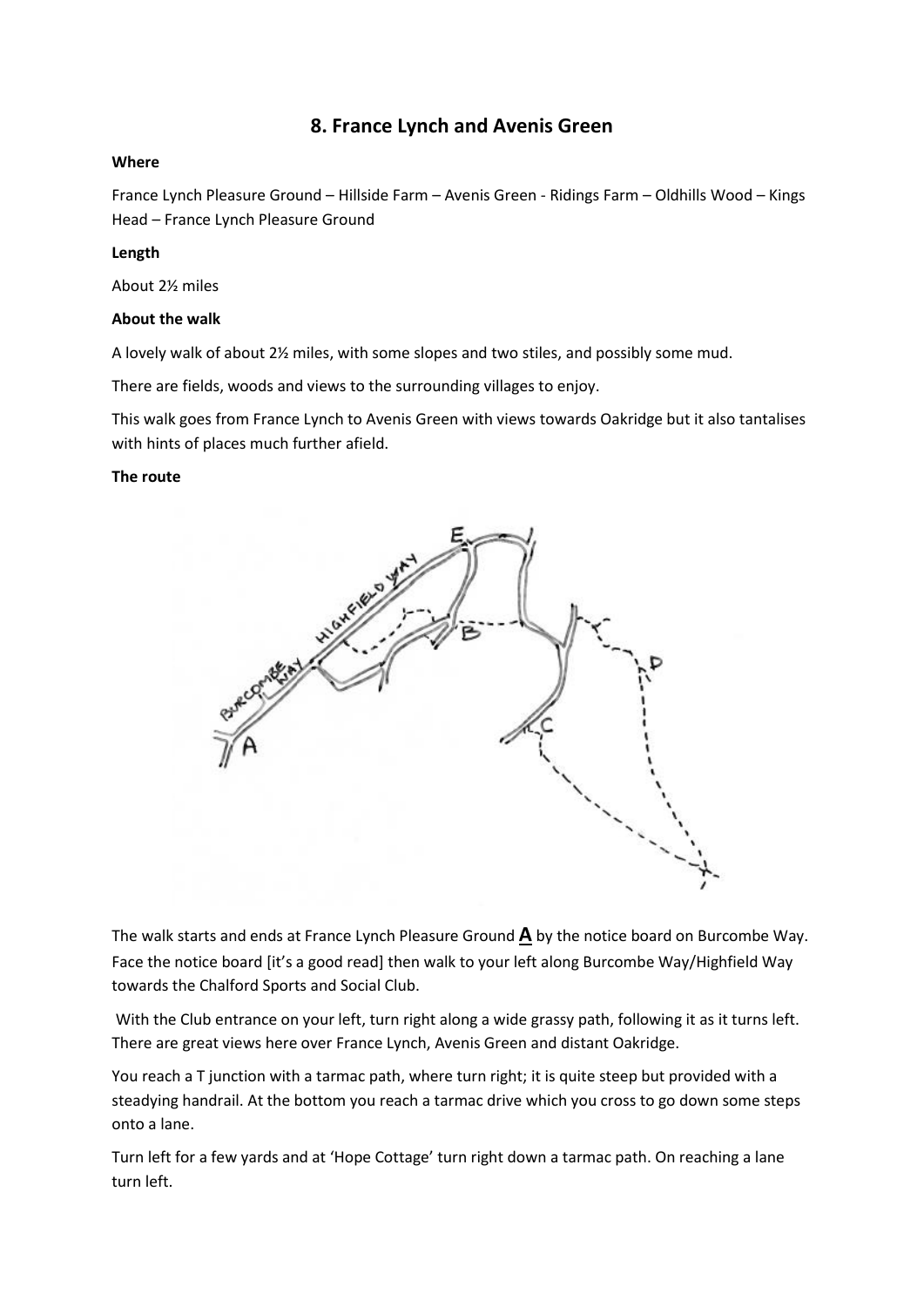# 8. France Lynch and Avenis Green

**Where**

France Lynch Pleasure Ground – Hillside Farm – Avenis Green - Ridings Farm – Oldhills Wood – Kings Head – France Lynch Pleasure Ground

**Length**

About 2½ miles

**About the walk**

A lovely walk of about 2½ miles, with some slopes and two stiles, and possibly some mud.

There are fields, woods and views to the surrounding villages to enjoy.

This walk goes from France Lynch to Avenis Green with views towards Oakridge but it also tantalises with hints of places much further afield.

**The route**

The walk starts and ends at France Lynch Pleasure Ground **A** by the notice board on Burcombe Way. Face the notice board [it's a good read] then walk to your left along Burcombe Way/Highfield Way towards the Chalford Sports and Social Club.

With the Club entrance on your left, turn right along a wide grassy path, following it as it turns left. There are great views here over France Lynch, Avenis Green and distant Oakridge.

You reach a T junction with a tarmac path, where turn right; it is quite steep but provided with a steadying handrail. At the bottom you reach a tarmac drive which you cross to go down some steps onto a lane.

Turn left for a few yards and at 'Hope Cottage' turn right down a tarmac path. On reaching a lane turn left.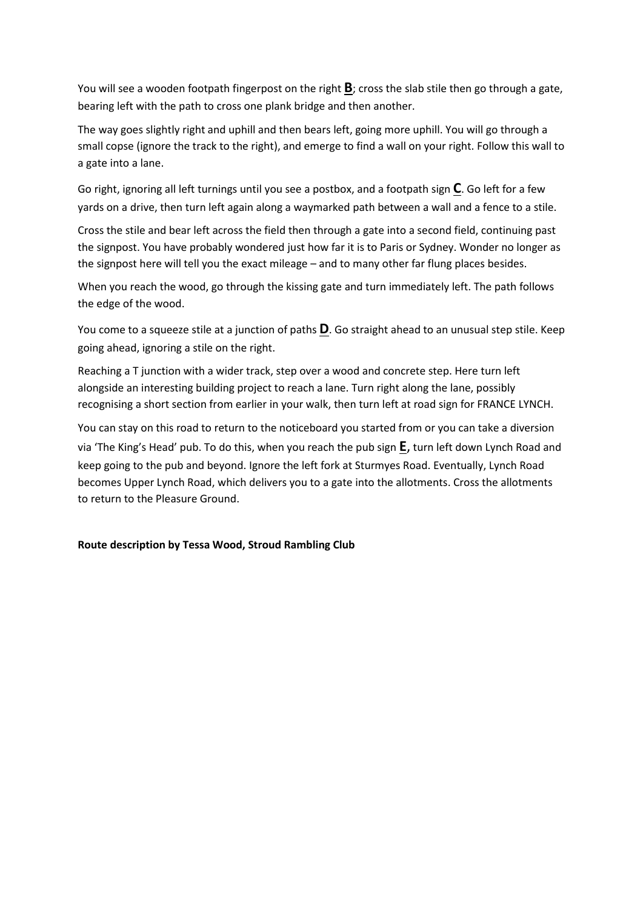You will see a wooden footpath fingerpost on the right **B**; cross the slab stile then go through a gate, bearing left with the path to cross one plank bridge and then another.

The way goes slightly right and uphill and then bears left, going more uphill. You will go through a small copse (ignore the track to the right), and emerge to find a wall on your right. Follow this wall to a gate into a lane.

Go right, ignoring all left turnings until you see a postbox, and a footpath sign **C**. Go left for a few yards on a drive, then turn left again along a waymarked path between a wall and a fence to a stile.

Cross the stile and bear left across the field then through a gate into a second field, continuing past the signpost. You have probably wondered just how far it is to Paris or Sydney. Wonder no longer as the signpost here will tell you the exact mileage – and to many other far flung places besides.

When you reach the wood, go through the kissing gate and turn immediately left. The path follows the edge of the wood.

You come to a squeeze stile at a junction of paths **D**. Go straight ahead to an unusual step stile. Keep going ahead, ignoring a stile on the right.

Reaching a T junction with a wider track, step over a wood and concrete step. Here turn left alongside an interesting building project to reach a lane. Turn right along the lane, possibly recognising a short section from earlier in your walk, then turn left at road sign for FRANCE LYNCH.

You can stay on this road to return to the noticeboard you started from or you can take a diversion via 'The King's Head' pub. To do this, when you reach the pub sign **E,** turn left down Lynch Road and keep going to the pub and beyond. Ignore the left fork at Sturmyes Road. Eventually, Lynch Road becomes Upper Lynch Road, which delivers you to a gate into the allotments. Cross the allotments to return to the Pleasure Ground.

**Route description by Tessa Wood, Stroud Rambling Club**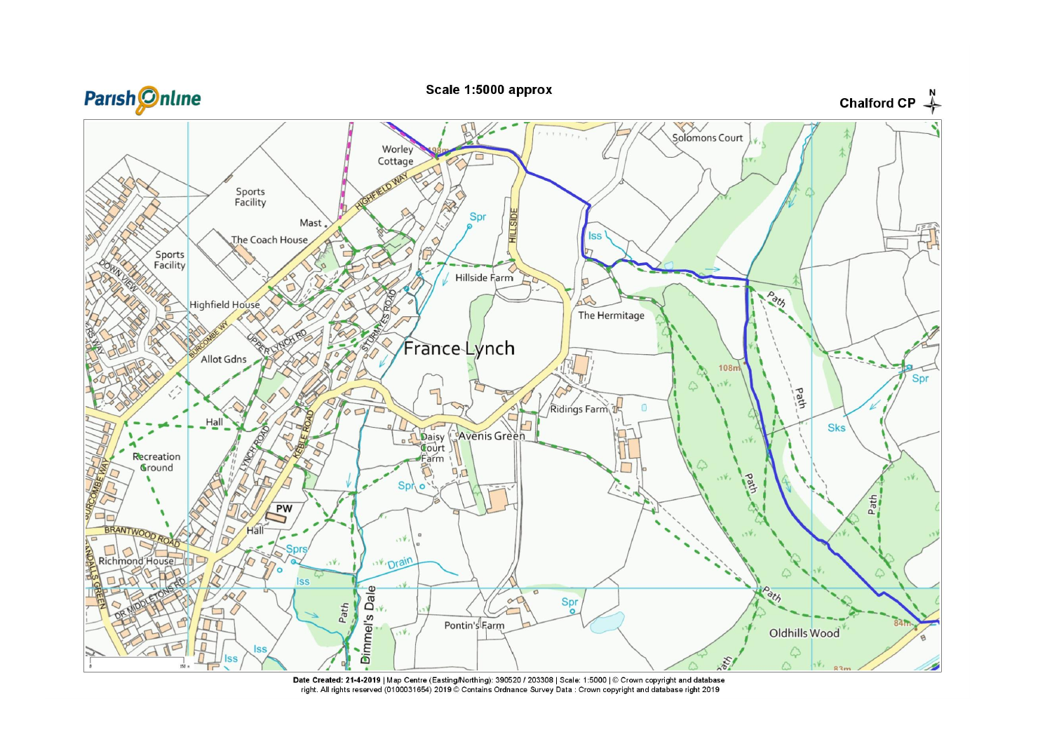Scale 1:5000 approx

Chalford CP

Date Created: 21-4-2019 | Map Centre (Easting/Northing): 390520 / 203308 | Scale: 1:5000 | © Crown copyright and database right. All rights reserved (0100031654) 2019 © Contains Ordnance Survey Data : Crown copyright and database right 2019